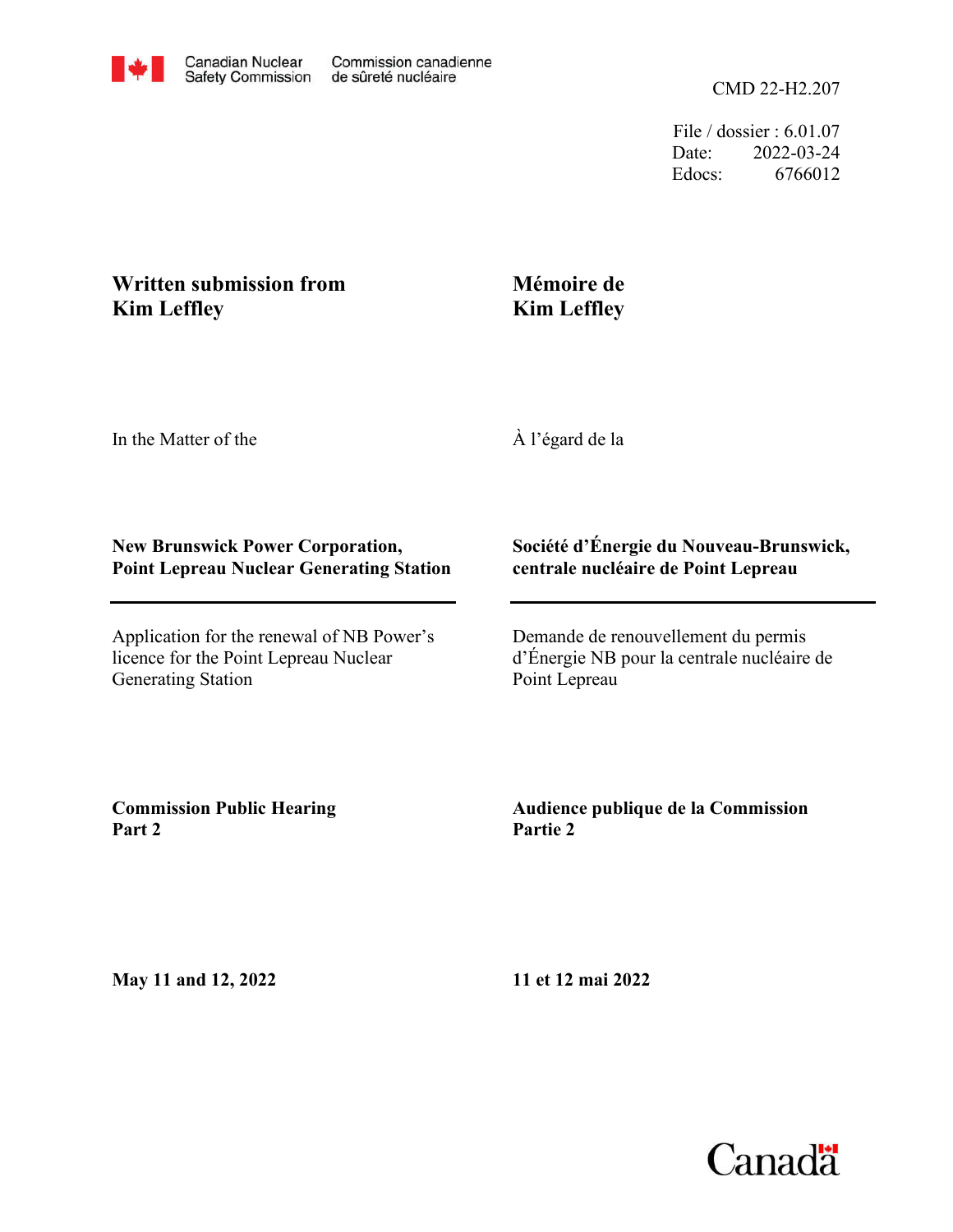Canadian Nuclear Safety Commission / Commission canadienne de sûreté nucléaire

CMD 22-H2.207

File / dossier : 6.01.07
Date: 2022-03-24
Edocs: 6766012

**Written submission from Kim Leffley**

**Mémoire de Kim Leffley**

In the Matter of the

À l'égard de la

**New Brunswick Power Corporation, Point Lepreau Nuclear Generating Station**

**Société d'Énergie du Nouveau-Brunswick, centrale nucléaire de Point Lepreau**

Application for the renewal of NB Power's licence for the Point Lepreau Nuclear Generating Station

Demande de renouvellement du permis d'Énergie NB pour la centrale nucléaire de Point Lepreau

**Commission Public Hearing Part 2**

**Audience publique de la Commission Partie 2**

**May 11 and 12, 2022**

**11 et 12 mai 2022**

Canada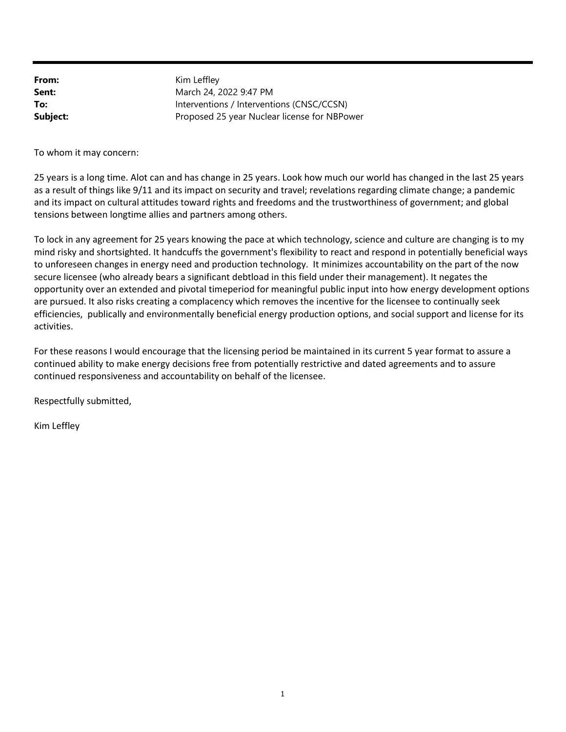**From:** Kim Leffley
**Sent:** March 24, 2022 9:47 PM
**To:** Interventions / Interventions (CNSC/CCSN)
**Subject:** Proposed 25 year Nuclear license for NBPower

To whom it may concern:

25 years is a long time. Alot can and has change in 25 years. Look how much our world has changed in the last 25 years as a result of things like 9/11 and its impact on security and travel; revelations regarding climate change; a pandemic and its impact on cultural attitudes toward rights and freedoms and the trustworthiness of government; and global tensions between longtime allies and partners among others.

To lock in any agreement for 25 years knowing the pace at which technology, science and culture are changing is to my mind risky and shortsighted. It handcuffs the government's flexibility to react and respond in potentially beneficial ways to unforeseen changes in energy need and production technology. It minimizes accountability on the part of the now secure licensee (who already bears a significant debtload in this field under their management). It negates the opportunity over an extended and pivotal timeperiod for meaningful public input into how energy development options are pursued. It also risks creating a complacency which removes the incentive for the licensee to continually seek efficiencies, publically and environmentally beneficial energy production options, and social support and license for its activities.

For these reasons I would encourage that the licensing period be maintained in its current 5 year format to assure a continued ability to make energy decisions free from potentially restrictive and dated agreements and to assure continued responsiveness and accountability on behalf of the licensee.

Respectfully submitted,

Kim Leffley